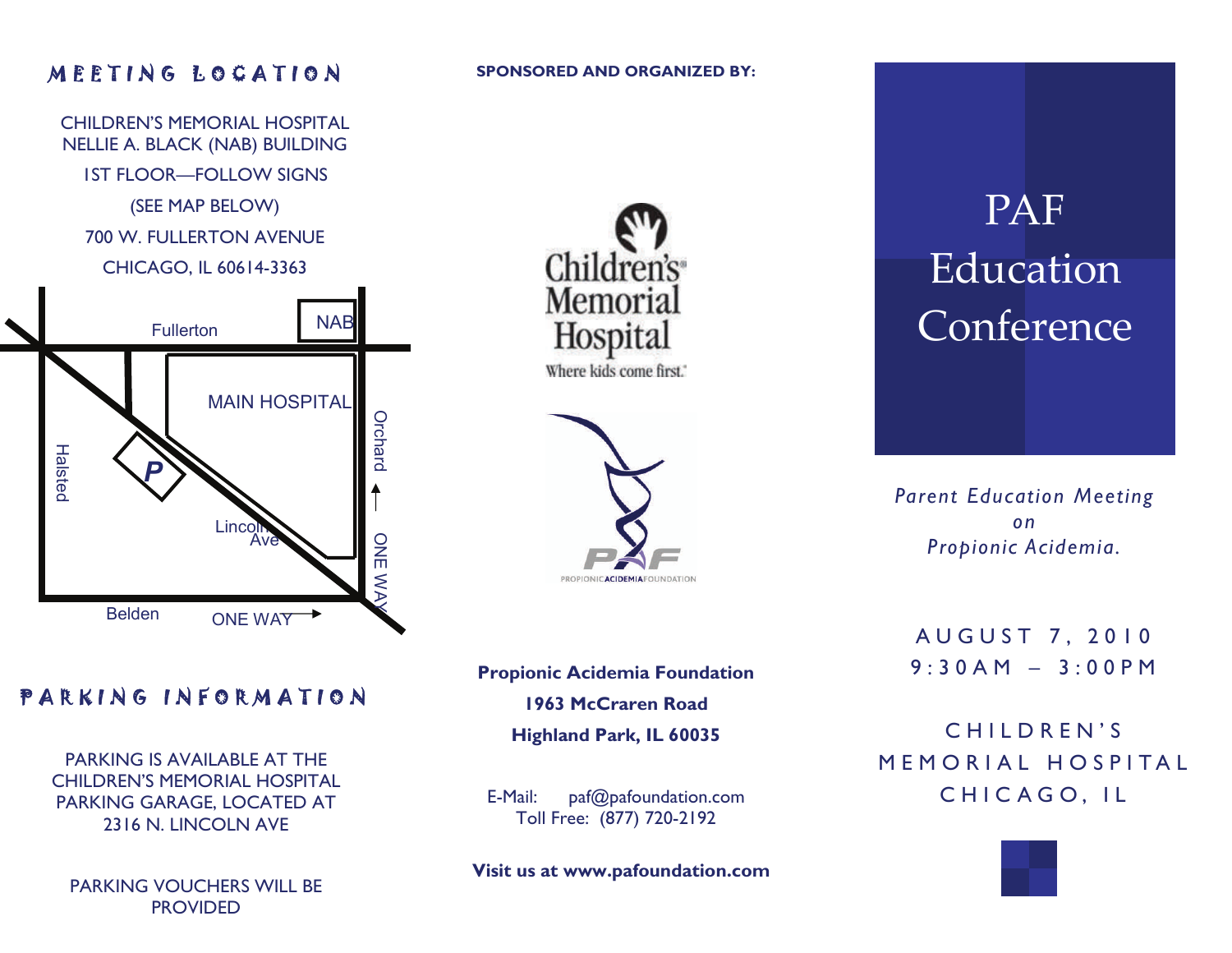## MEETING LOCATION

CHILDREN'S MEMORIAL HOSPITAL
NELLIE A. BLACK (NAB) BUILDING

1ST FLOOR—FOLLOW SIGNS

(SEE MAP BELOW)

700 W. FULLERTON AVENUE

CHICAGO, IL 60614-3363

Fullerton | NAB | MAIN HOSPITAL | Orchard | ONE WAY | Halsted | P | Lincoln Ave | Belden | ONE WAY

## PARKING INFORMATION

PARKING IS AVAILABLE AT THE CHILDREN'S MEMORIAL HOSPITAL PARKING GARAGE, LOCATED AT 2316 N. LINCOLN AVE

PARKING VOUCHERS WILL BE PROVIDED

**SPONSORED AND ORGANIZED BY:**

Children's Memorial Hospital
Where kids come first.

PAF
PROPIONIC ACIDEMIA FOUNDATION

**Propionic Acidemia Foundation**
**1963 McCraren Road**
**Highland Park, IL 60035**

E-Mail: paf@pafoundation.com
Toll Free: (877) 720-2192

**Visit us at www.pafoundation.com**

# PAF Education Conference

*Parent Education Meeting on Propionic Acidemia.*

AUGUST 7, 2010
9:30AM – 3:00PM

CHILDREN'S MEMORIAL HOSPITAL
CHICAGO, IL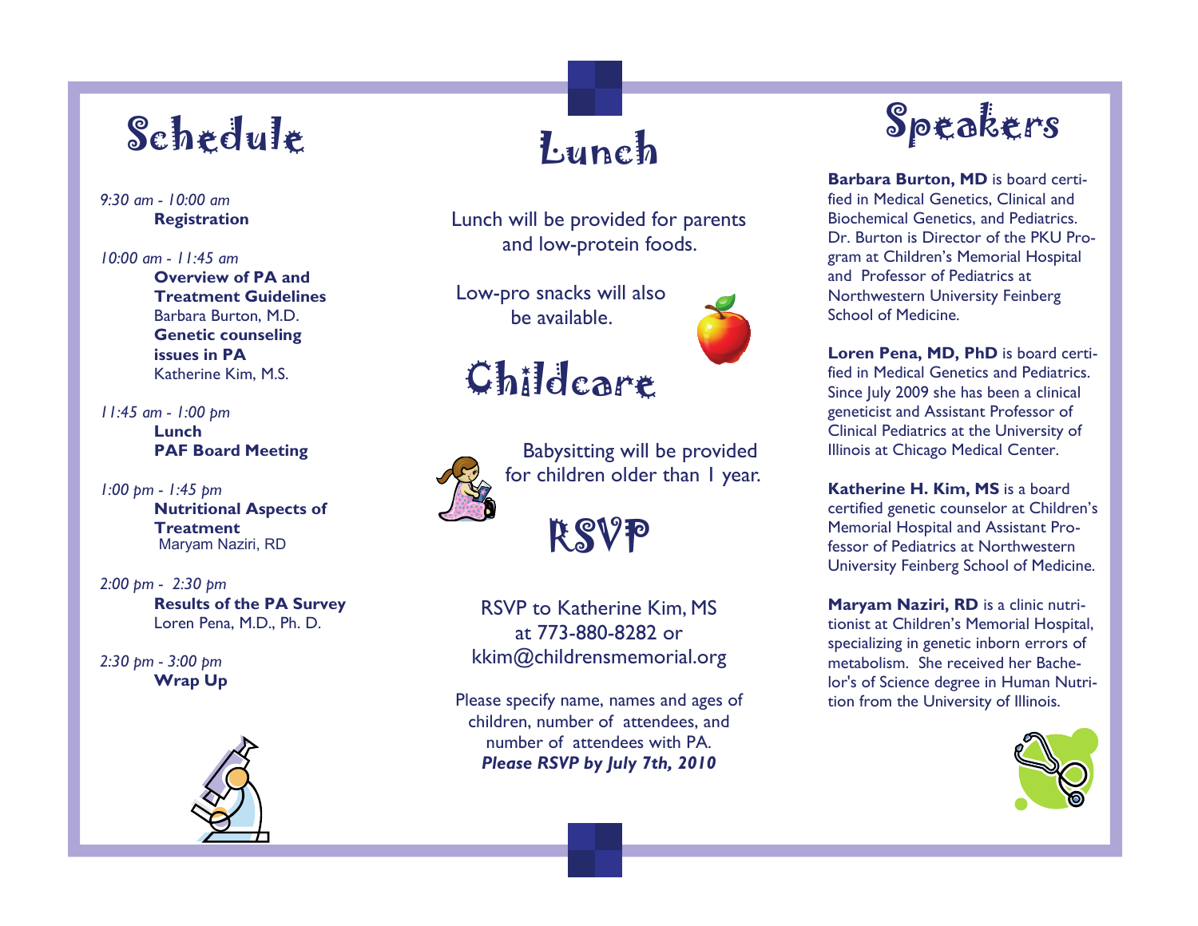# Schedule

*9:30 am - 10:00 am*
**Registration**

*10:00 am - 11:45 am*
**Overview of PA and Treatment Guidelines**
Barbara Burton, M.D.
**Genetic counseling issues in PA**
Katherine Kim, M.S.

*11:45 am - 1:00 pm*
**Lunch**
**PAF Board Meeting**

*1:00 pm - 1:45 pm*
**Nutritional Aspects of Treatment**
Maryam Naziri, RD

*2:00 pm - 2:30 pm*
**Results of the PA Survey**
Loren Pena, M.D., Ph. D.

*2:30 pm - 3:00 pm*
**Wrap Up**

# Lunch

Lunch will be provided for parents and low-protein foods.

Low-pro snacks will also be available.

# Childcare

Babysitting will be provided for children older than 1 year.

# RSVP

RSVP to Katherine Kim, MS at 773-880-8282 or kkim@childrensmemorial.org

Please specify name, names and ages of children, number of attendees, and number of attendees with PA.
***Please RSVP by July 7th, 2010***

# Speakers

**Barbara Burton, MD** is board certified in Medical Genetics, Clinical and Biochemical Genetics, and Pediatrics. Dr. Burton is Director of the PKU Program at Children's Memorial Hospital and Professor of Pediatrics at Northwestern University Feinberg School of Medicine.

**Loren Pena, MD, PhD** is board certified in Medical Genetics and Pediatrics. Since July 2009 she has been a clinical geneticist and Assistant Professor of Clinical Pediatrics at the University of Illinois at Chicago Medical Center.

**Katherine H. Kim, MS** is a board certified genetic counselor at Children's Memorial Hospital and Assistant Professor of Pediatrics at Northwestern University Feinberg School of Medicine.

**Maryam Naziri, RD** is a clinic nutritionist at Children's Memorial Hospital, specializing in genetic inborn errors of metabolism. She received her Bachelor's of Science degree in Human Nutrition from the University of Illinois.